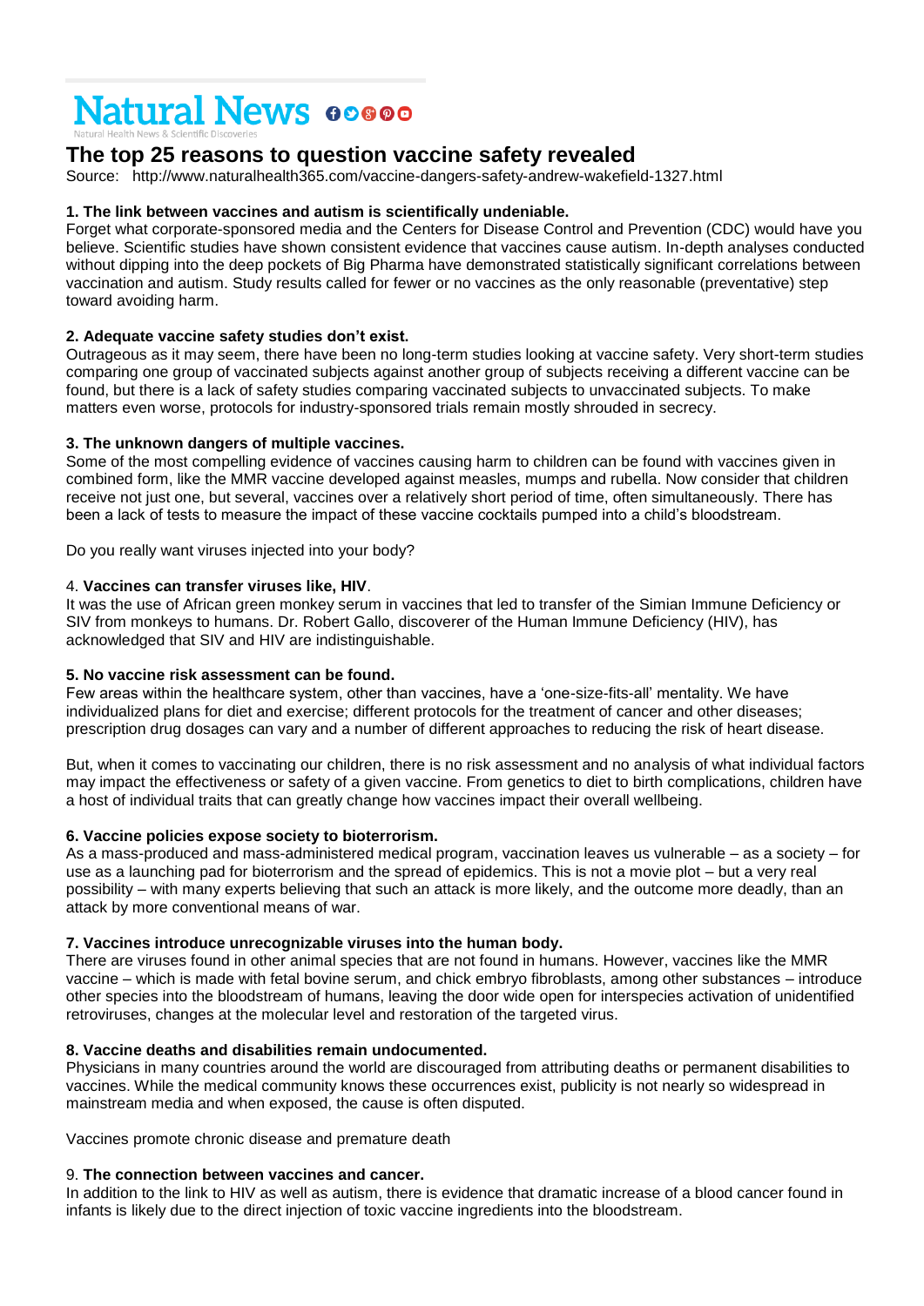# Natural News

Natural Health News & Scientific Discoveries

## The top 25 reasons to question vaccine safety revealed

Source: http://www.naturalhealth365.com/vaccine-dangers-safety-andrew-wakefield-1327.html

**1. The link between vaccines and autism is scientifically undeniable.**

Forget what corporate-sponsored media and the Centers for Disease Control and Prevention (CDC) would have you believe. Scientific studies have shown consistent evidence that vaccines cause autism. In-depth analyses conducted without dipping into the deep pockets of Big Pharma have demonstrated statistically significant correlations between vaccination and autism. Study results called for fewer or no vaccines as the only reasonable (preventative) step toward avoiding harm.

**2. Adequate vaccine safety studies don't exist.**

Outrageous as it may seem, there have been no long-term studies looking at vaccine safety. Very short-term studies comparing one group of vaccinated subjects against another group of subjects receiving a different vaccine can be found, but there is a lack of safety studies comparing vaccinated subjects to unvaccinated subjects. To make matters even worse, protocols for industry-sponsored trials remain mostly shrouded in secrecy.

**3. The unknown dangers of multiple vaccines.**

Some of the most compelling evidence of vaccines causing harm to children can be found with vaccines given in combined form, like the MMR vaccine developed against measles, mumps and rubella. Now consider that children receive not just one, but several, vaccines over a relatively short period of time, often simultaneously. There has been a lack of tests to measure the impact of these vaccine cocktails pumped into a child's bloodstream.

Do you really want viruses injected into your body?

4. **Vaccines can transfer viruses like, HIV**.

It was the use of African green monkey serum in vaccines that led to transfer of the Simian Immune Deficiency or SIV from monkeys to humans. Dr. Robert Gallo, discoverer of the Human Immune Deficiency (HIV), has acknowledged that SIV and HIV are indistinguishable.

**5. No vaccine risk assessment can be found.**

Few areas within the healthcare system, other than vaccines, have a 'one-size-fits-all' mentality. We have individualized plans for diet and exercise; different protocols for the treatment of cancer and other diseases; prescription drug dosages can vary and a number of different approaches to reducing the risk of heart disease.

But, when it comes to vaccinating our children, there is no risk assessment and no analysis of what individual factors may impact the effectiveness or safety of a given vaccine. From genetics to diet to birth complications, children have a host of individual traits that can greatly change how vaccines impact their overall wellbeing.

**6. Vaccine policies expose society to bioterrorism.**

As a mass-produced and mass-administered medical program, vaccination leaves us vulnerable – as a society – for use as a launching pad for bioterrorism and the spread of epidemics. This is not a movie plot – but a very real possibility – with many experts believing that such an attack is more likely, and the outcome more deadly, than an attack by more conventional means of war.

**7. Vaccines introduce unrecognizable viruses into the human body.**

There are viruses found in other animal species that are not found in humans. However, vaccines like the MMR vaccine – which is made with fetal bovine serum, and chick embryo fibroblasts, among other substances – introduce other species into the bloodstream of humans, leaving the door wide open for interspecies activation of unidentified retroviruses, changes at the molecular level and restoration of the targeted virus.

**8. Vaccine deaths and disabilities remain undocumented.**

Physicians in many countries around the world are discouraged from attributing deaths or permanent disabilities to vaccines. While the medical community knows these occurrences exist, publicity is not nearly so widespread in mainstream media and when exposed, the cause is often disputed.

Vaccines promote chronic disease and premature death

9. **The connection between vaccines and cancer.**

In addition to the link to HIV as well as autism, there is evidence that dramatic increase of a blood cancer found in infants is likely due to the direct injection of toxic vaccine ingredients into the bloodstream.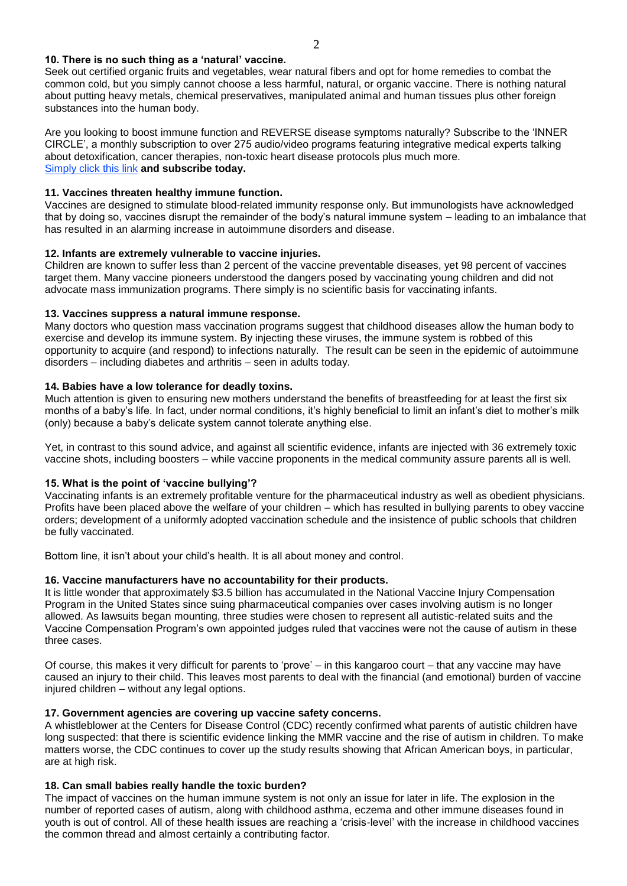**10. There is no such thing as a 'natural' vaccine.**

Seek out certified organic fruits and vegetables, wear natural fibers and opt for home remedies to combat the common cold, but you simply cannot choose a less harmful, natural, or organic vaccine. There is nothing natural about putting heavy metals, chemical preservatives, manipulated animal and human tissues plus other foreign substances into the human body.

Are you looking to boost immune function and REVERSE disease symptoms naturally? Subscribe to the 'INNER CIRCLE', a monthly subscription to over 275 audio/video programs featuring integrative medical experts talking about detoxification, cancer therapies, non-toxic heart disease protocols plus much more.
Simply click this link **and subscribe today.**

**11. Vaccines threaten healthy immune function.**

Vaccines are designed to stimulate blood-related immunity response only. But immunologists have acknowledged that by doing so, vaccines disrupt the remainder of the body's natural immune system – leading to an imbalance that has resulted in an alarming increase in autoimmune disorders and disease.

**12. Infants are extremely vulnerable to vaccine injuries.**

Children are known to suffer less than 2 percent of the vaccine preventable diseases, yet 98 percent of vaccines target them. Many vaccine pioneers understood the dangers posed by vaccinating young children and did not advocate mass immunization programs. There simply is no scientific basis for vaccinating infants.

**13. Vaccines suppress a natural immune response.**

Many doctors who question mass vaccination programs suggest that childhood diseases allow the human body to exercise and develop its immune system. By injecting these viruses, the immune system is robbed of this opportunity to acquire (and respond) to infections naturally. The result can be seen in the epidemic of autoimmune disorders – including diabetes and arthritis – seen in adults today.

**14. Babies have a low tolerance for deadly toxins.**

Much attention is given to ensuring new mothers understand the benefits of breastfeeding for at least the first six months of a baby's life. In fact, under normal conditions, it's highly beneficial to limit an infant's diet to mother's milk (only) because a baby's delicate system cannot tolerate anything else.

Yet, in contrast to this sound advice, and against all scientific evidence, infants are injected with 36 extremely toxic vaccine shots, including boosters – while vaccine proponents in the medical community assure parents all is well.

**15. What is the point of 'vaccine bullying'?**

Vaccinating infants is an extremely profitable venture for the pharmaceutical industry as well as obedient physicians. Profits have been placed above the welfare of your children – which has resulted in bullying parents to obey vaccine orders; development of a uniformly adopted vaccination schedule and the insistence of public schools that children be fully vaccinated.

Bottom line, it isn't about your child's health. It is all about money and control.

**16. Vaccine manufacturers have no accountability for their products.**

It is little wonder that approximately $3.5 billion has accumulated in the National Vaccine Injury Compensation Program in the United States since suing pharmaceutical companies over cases involving autism is no longer allowed. As lawsuits began mounting, three studies were chosen to represent all autistic-related suits and the Vaccine Compensation Program's own appointed judges ruled that vaccines were not the cause of autism in these three cases.

Of course, this makes it very difficult for parents to 'prove' – in this kangaroo court – that any vaccine may have caused an injury to their child. This leaves most parents to deal with the financial (and emotional) burden of vaccine injured children – without any legal options.

**17. Government agencies are covering up vaccine safety concerns.**

A whistleblower at the Centers for Disease Control (CDC) recently confirmed what parents of autistic children have long suspected: that there is scientific evidence linking the MMR vaccine and the rise of autism in children. To make matters worse, the CDC continues to cover up the study results showing that African American boys, in particular, are at high risk.

**18. Can small babies really handle the toxic burden?**

The impact of vaccines on the human immune system is not only an issue for later in life. The explosion in the number of reported cases of autism, along with childhood asthma, eczema and other immune diseases found in youth is out of control. All of these health issues are reaching a 'crisis-level' with the increase in childhood vaccines the common thread and almost certainly a contributing factor.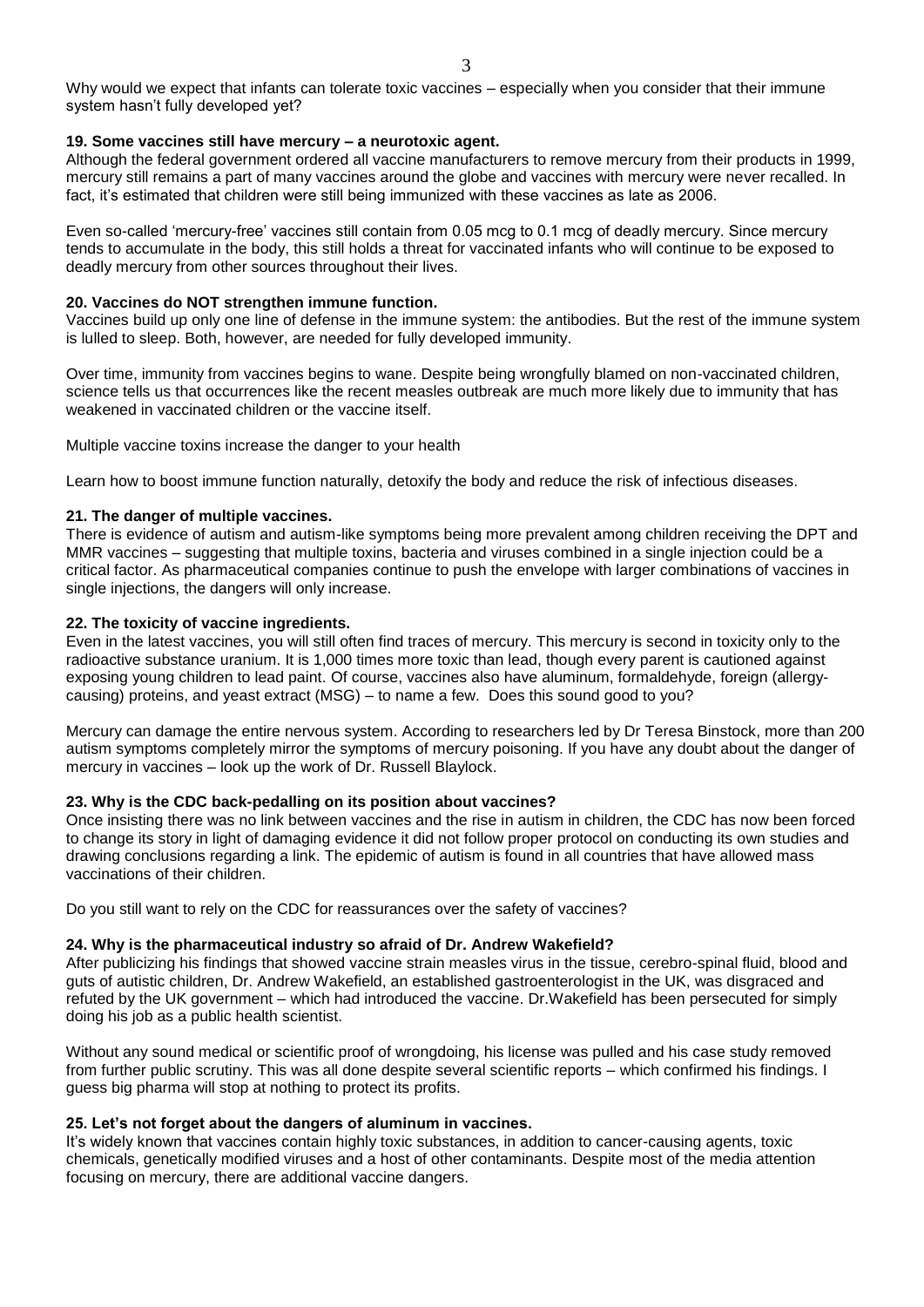Why would we expect that infants can tolerate toxic vaccines – especially when you consider that their immune system hasn't fully developed yet?

**19. Some vaccines still have mercury – a neurotoxic agent.**

Although the federal government ordered all vaccine manufacturers to remove mercury from their products in 1999, mercury still remains a part of many vaccines around the globe and vaccines with mercury were never recalled. In fact, it's estimated that children were still being immunized with these vaccines as late as 2006.

Even so-called 'mercury-free' vaccines still contain from 0.05 mcg to 0.1 mcg of deadly mercury. Since mercury tends to accumulate in the body, this still holds a threat for vaccinated infants who will continue to be exposed to deadly mercury from other sources throughout their lives.

**20. Vaccines do NOT strengthen immune function.**

Vaccines build up only one line of defense in the immune system: the antibodies. But the rest of the immune system is lulled to sleep. Both, however, are needed for fully developed immunity.

Over time, immunity from vaccines begins to wane. Despite being wrongfully blamed on non-vaccinated children, science tells us that occurrences like the recent measles outbreak are much more likely due to immunity that has weakened in vaccinated children or the vaccine itself.

Multiple vaccine toxins increase the danger to your health

Learn how to boost immune function naturally, detoxify the body and reduce the risk of infectious diseases.

**21. The danger of multiple vaccines.**

There is evidence of autism and autism-like symptoms being more prevalent among children receiving the DPT and MMR vaccines – suggesting that multiple toxins, bacteria and viruses combined in a single injection could be a critical factor. As pharmaceutical companies continue to push the envelope with larger combinations of vaccines in single injections, the dangers will only increase.

**22. The toxicity of vaccine ingredients.**

Even in the latest vaccines, you will still often find traces of mercury. This mercury is second in toxicity only to the radioactive substance uranium. It is 1,000 times more toxic than lead, though every parent is cautioned against exposing young children to lead paint. Of course, vaccines also have aluminum, formaldehyde, foreign (allergy-causing) proteins, and yeast extract (MSG) – to name a few. Does this sound good to you?

Mercury can damage the entire nervous system. According to researchers led by Dr Teresa Binstock, more than 200 autism symptoms completely mirror the symptoms of mercury poisoning. If you have any doubt about the danger of mercury in vaccines – look up the work of Dr. Russell Blaylock.

**23. Why is the CDC back-pedalling on its position about vaccines?**

Once insisting there was no link between vaccines and the rise in autism in children, the CDC has now been forced to change its story in light of damaging evidence it did not follow proper protocol on conducting its own studies and drawing conclusions regarding a link. The epidemic of autism is found in all countries that have allowed mass vaccinations of their children.

Do you still want to rely on the CDC for reassurances over the safety of vaccines?

**24. Why is the pharmaceutical industry so afraid of Dr. Andrew Wakefield?**

After publicizing his findings that showed vaccine strain measles virus in the tissue, cerebro-spinal fluid, blood and guts of autistic children, Dr. Andrew Wakefield, an established gastroenterologist in the UK, was disgraced and refuted by the UK government – which had introduced the vaccine. Dr.Wakefield has been persecuted for simply doing his job as a public health scientist.

Without any sound medical or scientific proof of wrongdoing, his license was pulled and his case study removed from further public scrutiny. This was all done despite several scientific reports – which confirmed his findings. I guess big pharma will stop at nothing to protect its profits.

**25. Let's not forget about the dangers of aluminum in vaccines.**

It's widely known that vaccines contain highly toxic substances, in addition to cancer-causing agents, toxic chemicals, genetically modified viruses and a host of other contaminants. Despite most of the media attention focusing on mercury, there are additional vaccine dangers.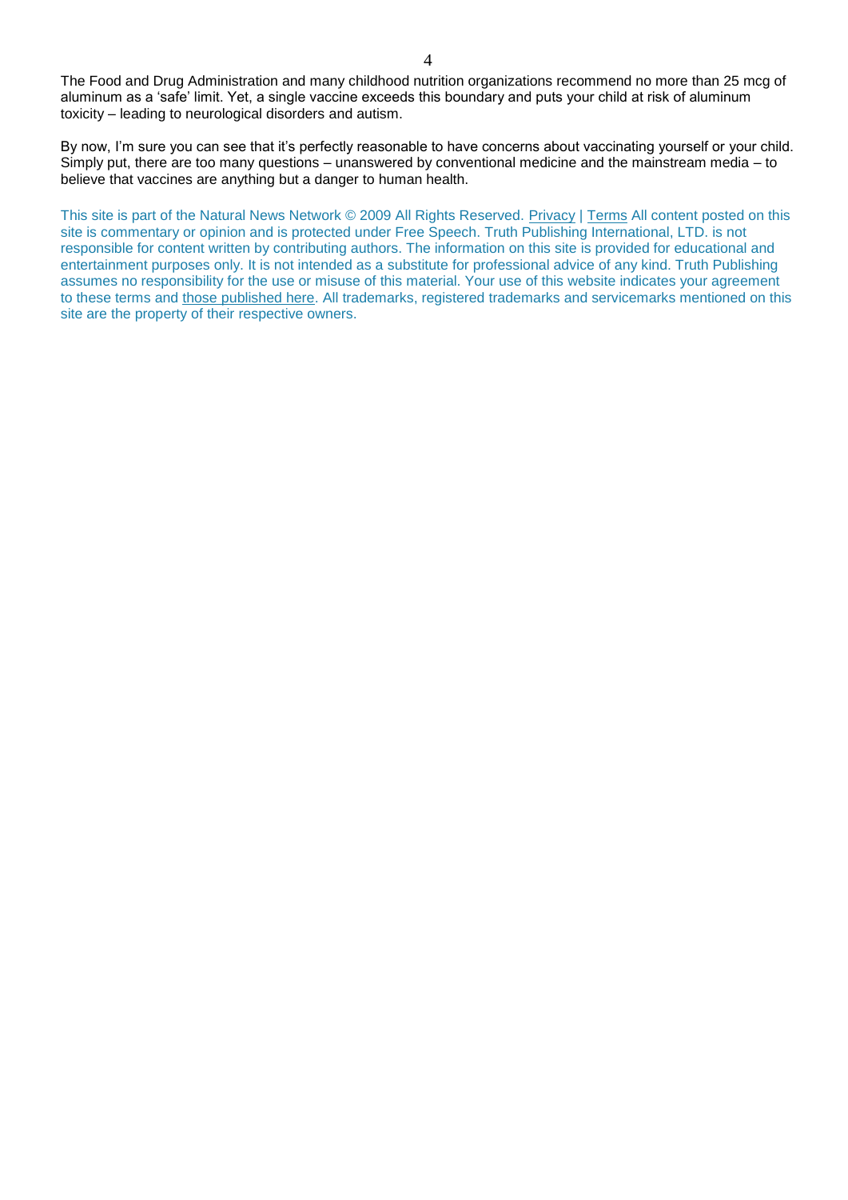The Food and Drug Administration and many childhood nutrition organizations recommend no more than 25 mcg of aluminum as a 'safe' limit. Yet, a single vaccine exceeds this boundary and puts your child at risk of aluminum toxicity – leading to neurological disorders and autism.

By now, I'm sure you can see that it's perfectly reasonable to have concerns about vaccinating yourself or your child. Simply put, there are too many questions – unanswered by conventional medicine and the mainstream media – to believe that vaccines are anything but a danger to human health.

This site is part of the Natural News Network © 2009 All Rights Reserved. Privacy | Terms All content posted on this site is commentary or opinion and is protected under Free Speech. Truth Publishing International, LTD. is not responsible for content written by contributing authors. The information on this site is provided for educational and entertainment purposes only. It is not intended as a substitute for professional advice of any kind. Truth Publishing assumes no responsibility for the use or misuse of this material. Your use of this website indicates your agreement to these terms and those published here. All trademarks, registered trademarks and servicemarks mentioned on this site are the property of their respective owners.